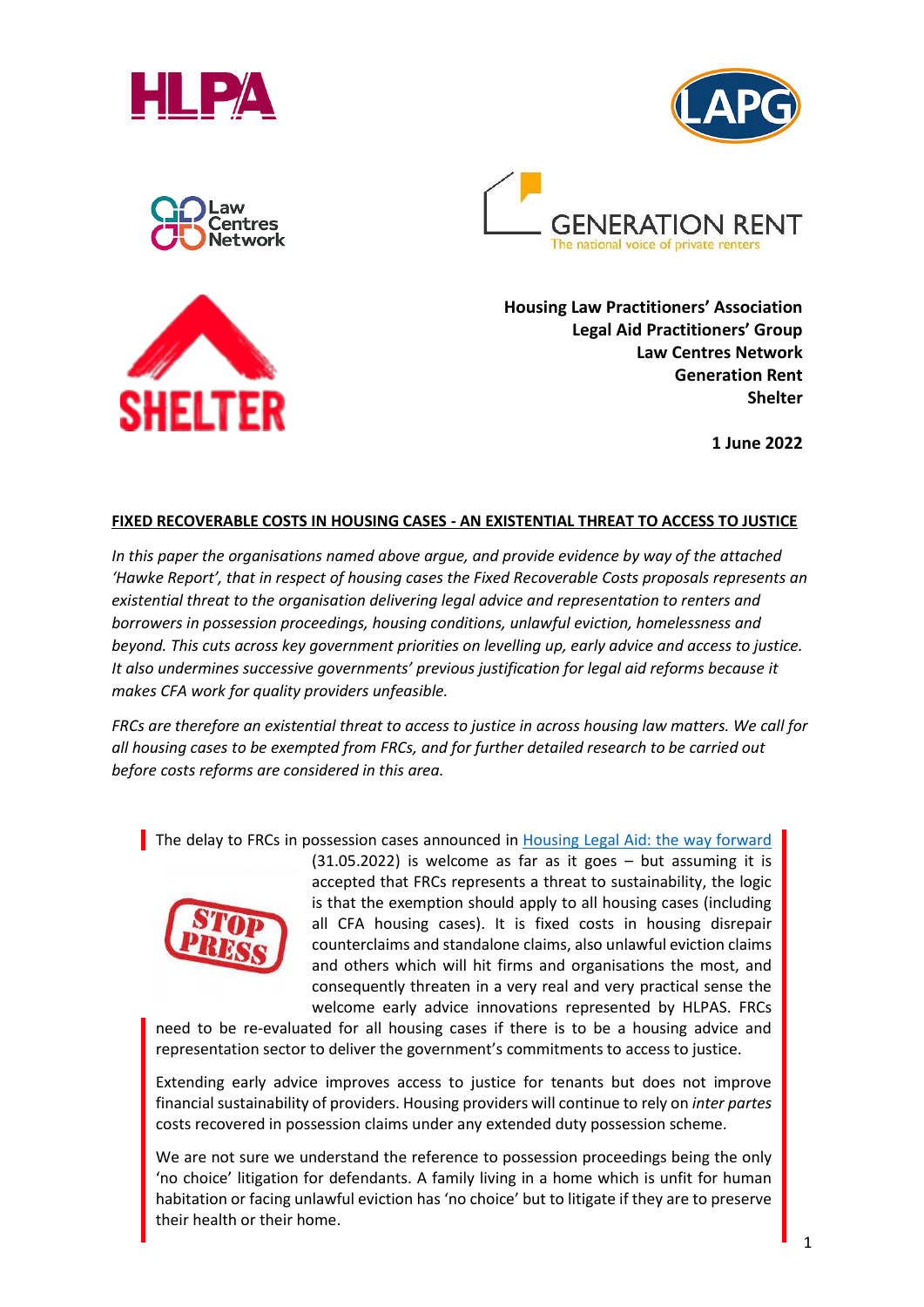**Housing Law Practitioners' Association**
**Legal Aid Practitioners' Group**
**Law Centres Network**
**Generation Rent**
**Shelter**

**1 June 2022**

# FIXED RECOVERABLE COSTS IN HOUSING CASES - AN EXISTENTIAL THREAT TO ACCESS TO JUSTICE

*In this paper the organisations named above argue, and provide evidence by way of the attached 'Hawke Report', that in respect of housing cases the Fixed Recoverable Costs proposals represents an existential threat to the organisation delivering legal advice and representation to renters and borrowers in possession proceedings, housing conditions, unlawful eviction, homelessness and beyond. This cuts across key government priorities on levelling up, early advice and access to justice. It also undermines successive governments' previous justification for legal aid reforms because it makes CFA work for quality providers unfeasible.*

*FRCs are therefore an existential threat to access to justice in across housing law matters. We call for all housing cases to be exempted from FRCs, and for further detailed research to be carried out before costs reforms are considered in this area.*

STOP PRESS

The delay to FRCs in possession cases announced in [Housing Legal Aid: the way forward](#) (31.05.2022) is welcome as far as it goes – but assuming it is accepted that FRCs represents a threat to sustainability, the logic is that the exemption should apply to all housing cases (including all CFA housing cases). It is fixed costs in housing disrepair counterclaims and standalone claims, also unlawful eviction claims and others which will hit firms and organisations the most, and consequently threaten in a very real and very practical sense the welcome early advice innovations represented by HLPAS. FRCs need to be re-evaluated for all housing cases if there is to be a housing advice and representation sector to deliver the government's commitments to access to justice.

Extending early advice improves access to justice for tenants but does not improve financial sustainability of providers. Housing providers will continue to rely on *inter partes* costs recovered in possession claims under any extended duty possession scheme.

We are not sure we understand the reference to possession proceedings being the only 'no choice' litigation for defendants. A family living in a home which is unfit for human habitation or facing unlawful eviction has 'no choice' but to litigate if they are to preserve their health or their home.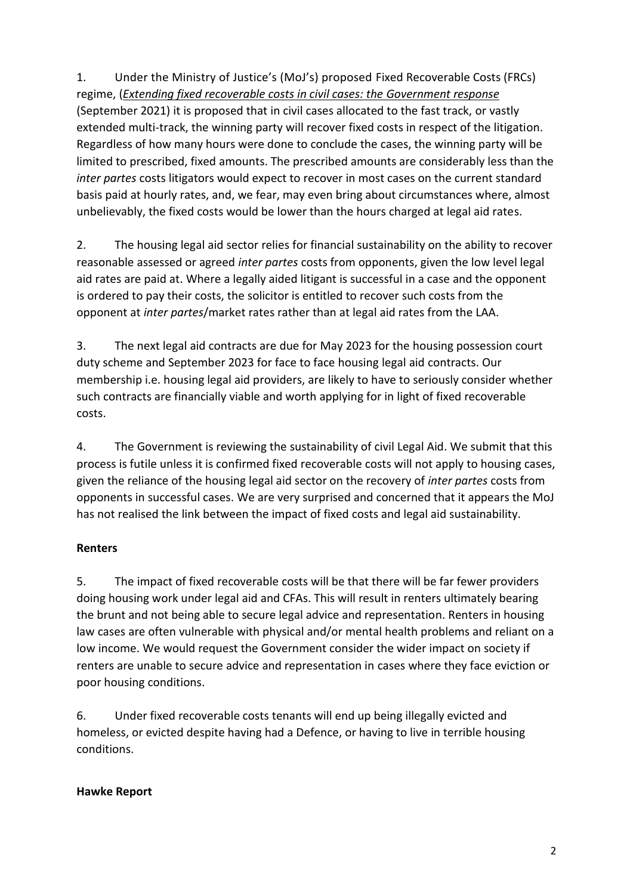1. Under the Ministry of Justice's (MoJ's) proposed Fixed Recoverable Costs (FRCs) regime, (*Extending fixed recoverable costs in civil cases: the Government response* (September 2021) it is proposed that in civil cases allocated to the fast track, or vastly extended multi-track, the winning party will recover fixed costs in respect of the litigation. Regardless of how many hours were done to conclude the cases, the winning party will be limited to prescribed, fixed amounts. The prescribed amounts are considerably less than the *inter partes* costs litigators would expect to recover in most cases on the current standard basis paid at hourly rates, and, we fear, may even bring about circumstances where, almost unbelievably, the fixed costs would be lower than the hours charged at legal aid rates.

2. The housing legal aid sector relies for financial sustainability on the ability to recover reasonable assessed or agreed *inter partes* costs from opponents, given the low level legal aid rates are paid at. Where a legally aided litigant is successful in a case and the opponent is ordered to pay their costs, the solicitor is entitled to recover such costs from the opponent at *inter partes*/market rates rather than at legal aid rates from the LAA.

3. The next legal aid contracts are due for May 2023 for the housing possession court duty scheme and September 2023 for face to face housing legal aid contracts. Our membership i.e. housing legal aid providers, are likely to have to seriously consider whether such contracts are financially viable and worth applying for in light of fixed recoverable costs.

4. The Government is reviewing the sustainability of civil Legal Aid. We submit that this process is futile unless it is confirmed fixed recoverable costs will not apply to housing cases, given the reliance of the housing legal aid sector on the recovery of *inter partes* costs from opponents in successful cases. We are very surprised and concerned that it appears the MoJ has not realised the link between the impact of fixed costs and legal aid sustainability.

**Renters**

5. The impact of fixed recoverable costs will be that there will be far fewer providers doing housing work under legal aid and CFAs. This will result in renters ultimately bearing the brunt and not being able to secure legal advice and representation. Renters in housing law cases are often vulnerable with physical and/or mental health problems and reliant on a low income. We would request the Government consider the wider impact on society if renters are unable to secure advice and representation in cases where they face eviction or poor housing conditions.

6. Under fixed recoverable costs tenants will end up being illegally evicted and homeless, or evicted despite having had a Defence, or having to live in terrible housing conditions.

**Hawke Report**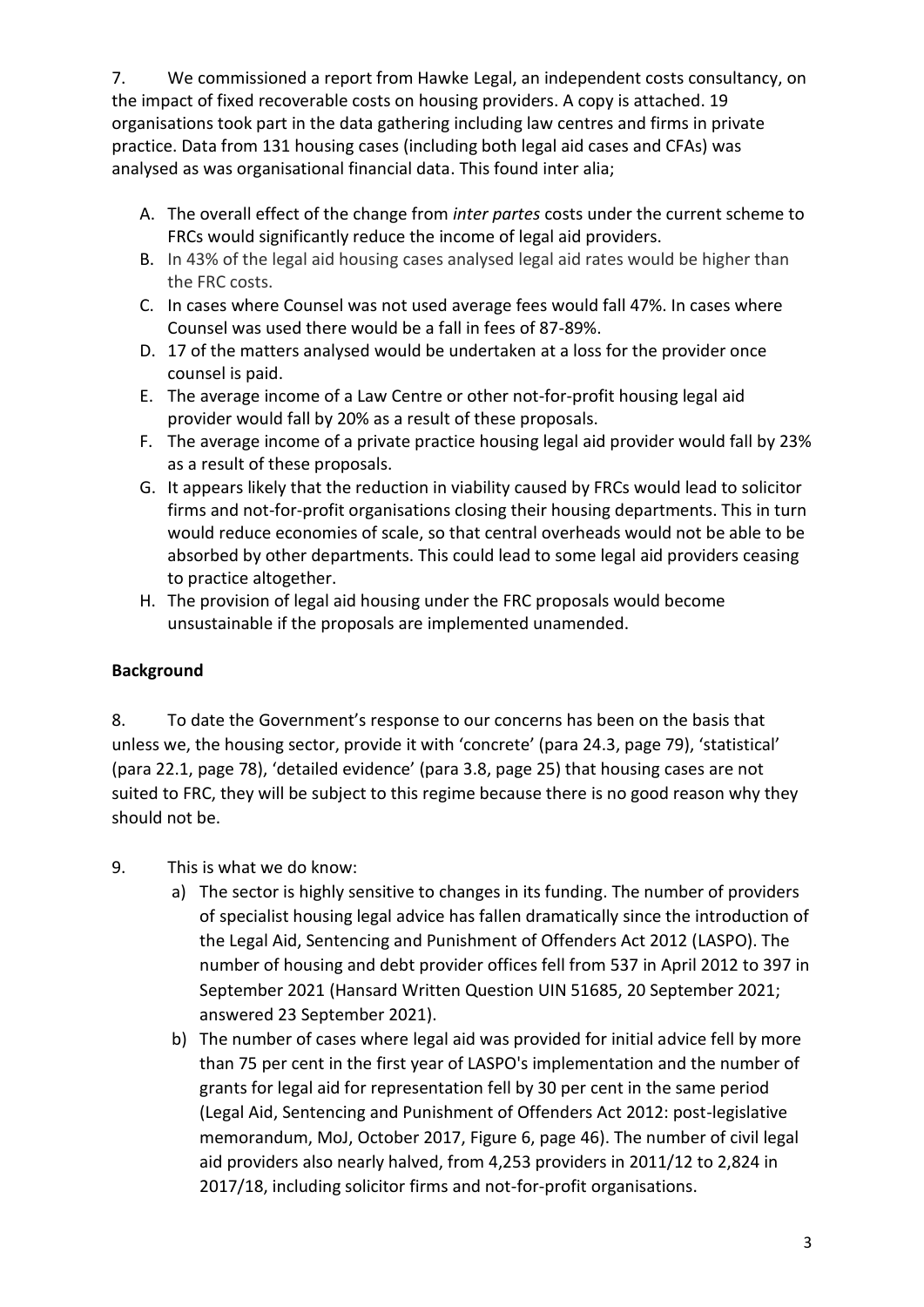7. We commissioned a report from Hawke Legal, an independent costs consultancy, on the impact of fixed recoverable costs on housing providers. A copy is attached. 19 organisations took part in the data gathering including law centres and firms in private practice. Data from 131 housing cases (including both legal aid cases and CFAs) was analysed as was organisational financial data. This found inter alia;

A. The overall effect of the change from *inter partes* costs under the current scheme to FRCs would significantly reduce the income of legal aid providers.
B. In 43% of the legal aid housing cases analysed legal aid rates would be higher than the FRC costs.
C. In cases where Counsel was not used average fees would fall 47%. In cases where Counsel was used there would be a fall in fees of 87-89%.
D. 17 of the matters analysed would be undertaken at a loss for the provider once counsel is paid.
E. The average income of a Law Centre or other not-for-profit housing legal aid provider would fall by 20% as a result of these proposals.
F. The average income of a private practice housing legal aid provider would fall by 23% as a result of these proposals.
G. It appears likely that the reduction in viability caused by FRCs would lead to solicitor firms and not-for-profit organisations closing their housing departments. This in turn would reduce economies of scale, so that central overheads would not be able to be absorbed by other departments. This could lead to some legal aid providers ceasing to practice altogether.
H. The provision of legal aid housing under the FRC proposals would become unsustainable if the proposals are implemented unamended.

**Background**

8. To date the Government's response to our concerns has been on the basis that unless we, the housing sector, provide it with 'concrete' (para 24.3, page 79), 'statistical' (para 22.1, page 78), 'detailed evidence' (para 3.8, page 25) that housing cases are not suited to FRC, they will be subject to this regime because there is no good reason why they should not be.

9. This is what we do know:

a) The sector is highly sensitive to changes in its funding. The number of providers of specialist housing legal advice has fallen dramatically since the introduction of the Legal Aid, Sentencing and Punishment of Offenders Act 2012 (LASPO). The number of housing and debt provider offices fell from 537 in April 2012 to 397 in September 2021 (Hansard Written Question UIN 51685, 20 September 2021; answered 23 September 2021).

b) The number of cases where legal aid was provided for initial advice fell by more than 75 per cent in the first year of LASPO's implementation and the number of grants for legal aid for representation fell by 30 per cent in the same period (Legal Aid, Sentencing and Punishment of Offenders Act 2012: post-legislative memorandum, MoJ, October 2017, Figure 6, page 46). The number of civil legal aid providers also nearly halved, from 4,253 providers in 2011/12 to 2,824 in 2017/18, including solicitor firms and not-for-profit organisations.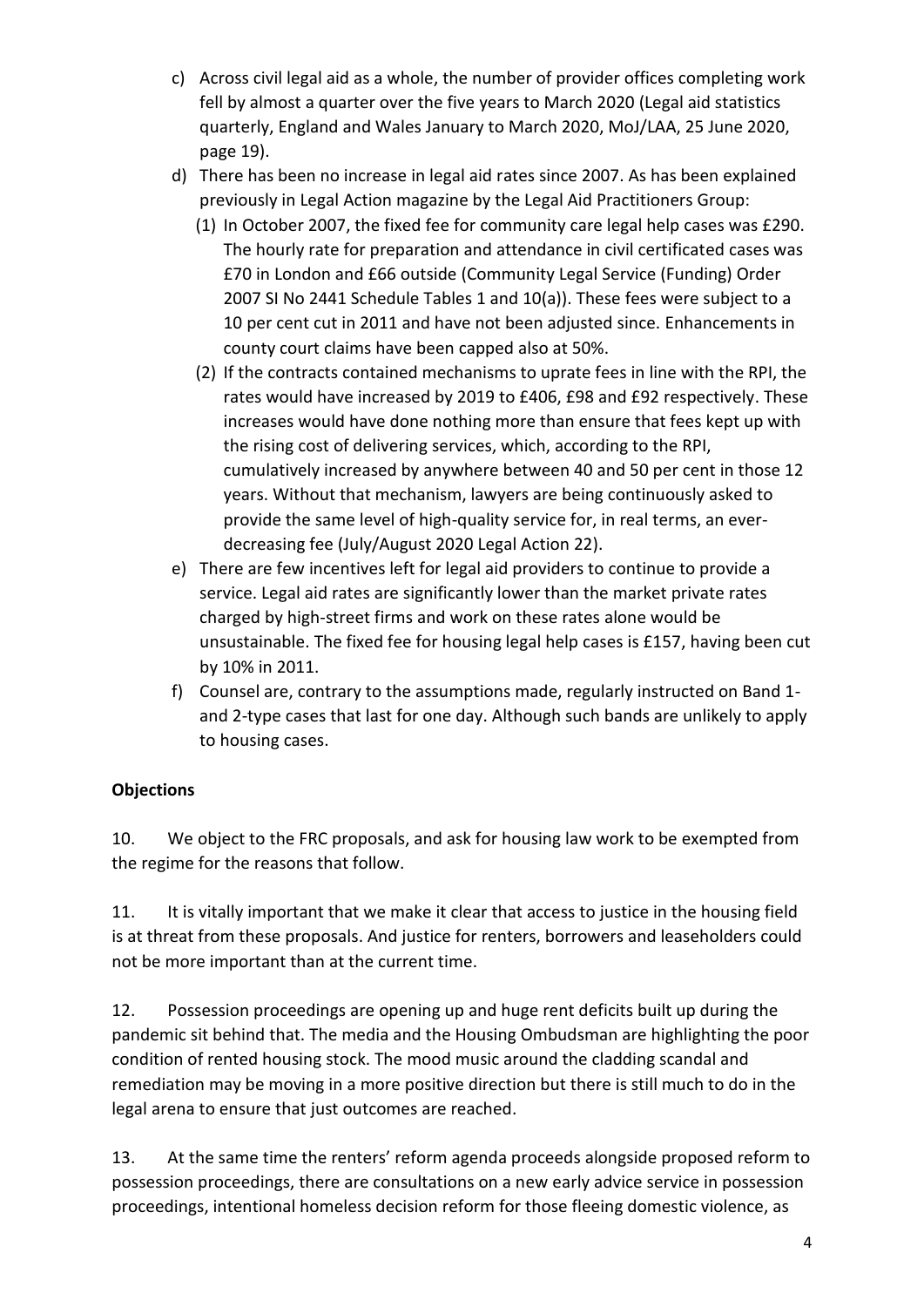c) Across civil legal aid as a whole, the number of provider offices completing work fell by almost a quarter over the five years to March 2020 (Legal aid statistics quarterly, England and Wales January to March 2020, MoJ/LAA, 25 June 2020, page 19).

d) There has been no increase in legal aid rates since 2007. As has been explained previously in Legal Action magazine by the Legal Aid Practitioners Group:

   (1) In October 2007, the fixed fee for community care legal help cases was £290. The hourly rate for preparation and attendance in civil certificated cases was £70 in London and £66 outside (Community Legal Service (Funding) Order 2007 SI No 2441 Schedule Tables 1 and 10(a)). These fees were subject to a 10 per cent cut in 2011 and have not been adjusted since. Enhancements in county court claims have been capped also at 50%.

   (2) If the contracts contained mechanisms to uprate fees in line with the RPI, the rates would have increased by 2019 to £406, £98 and £92 respectively. These increases would have done nothing more than ensure that fees kept up with the rising cost of delivering services, which, according to the RPI, cumulatively increased by anywhere between 40 and 50 per cent in those 12 years. Without that mechanism, lawyers are being continuously asked to provide the same level of high-quality service for, in real terms, an ever-decreasing fee (July/August 2020 Legal Action 22).

e) There are few incentives left for legal aid providers to continue to provide a service. Legal aid rates are significantly lower than the market private rates charged by high-street firms and work on these rates alone would be unsustainable. The fixed fee for housing legal help cases is £157, having been cut by 10% in 2011.

f) Counsel are, contrary to the assumptions made, regularly instructed on Band 1- and 2-type cases that last for one day. Although such bands are unlikely to apply to housing cases.

**Objections**

10. We object to the FRC proposals, and ask for housing law work to be exempted from the regime for the reasons that follow.

11. It is vitally important that we make it clear that access to justice in the housing field is at threat from these proposals. And justice for renters, borrowers and leaseholders could not be more important than at the current time.

12. Possession proceedings are opening up and huge rent deficits built up during the pandemic sit behind that. The media and the Housing Ombudsman are highlighting the poor condition of rented housing stock. The mood music around the cladding scandal and remediation may be moving in a more positive direction but there is still much to do in the legal arena to ensure that just outcomes are reached.

13. At the same time the renters' reform agenda proceeds alongside proposed reform to possession proceedings, there are consultations on a new early advice service in possession proceedings, intentional homeless decision reform for those fleeing domestic violence, as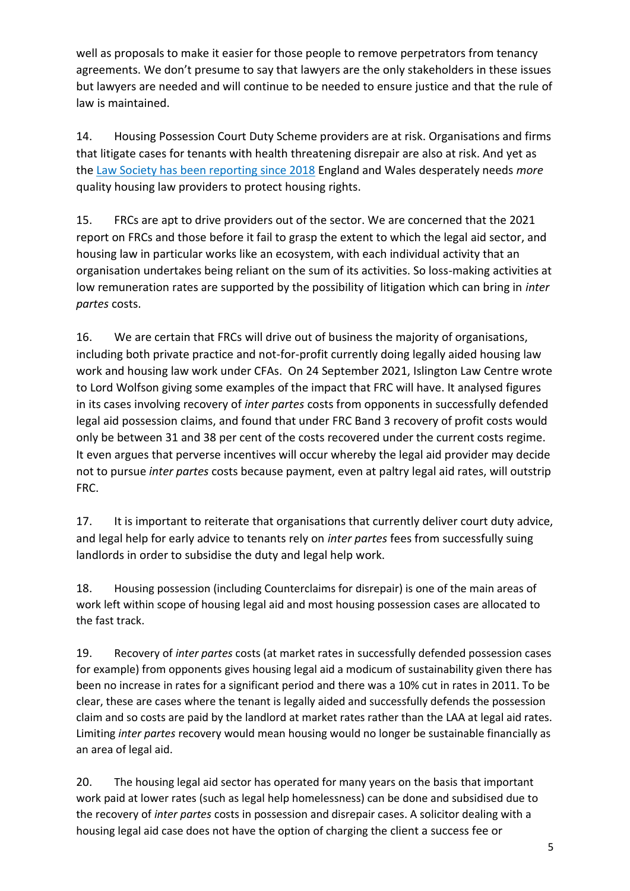well as proposals to make it easier for those people to remove perpetrators from tenancy agreements. We don't presume to say that lawyers are the only stakeholders in these issues but lawyers are needed and will continue to be needed to ensure justice and that the rule of law is maintained.

14. Housing Possession Court Duty Scheme providers are at risk. Organisations and firms that litigate cases for tenants with health threatening disrepair are also at risk. And yet as the [Law Society has been reporting since 2018](#) England and Wales desperately needs *more* quality housing law providers to protect housing rights.

15. FRCs are apt to drive providers out of the sector. We are concerned that the 2021 report on FRCs and those before it fail to grasp the extent to which the legal aid sector, and housing law in particular works like an ecosystem, with each individual activity that an organisation undertakes being reliant on the sum of its activities. So loss-making activities at low remuneration rates are supported by the possibility of litigation which can bring in *inter partes* costs.

16. We are certain that FRCs will drive out of business the majority of organisations, including both private practice and not-for-profit currently doing legally aided housing law work and housing law work under CFAs. On 24 September 2021, Islington Law Centre wrote to Lord Wolfson giving some examples of the impact that FRC will have. It analysed figures in its cases involving recovery of *inter partes* costs from opponents in successfully defended legal aid possession claims, and found that under FRC Band 3 recovery of profit costs would only be between 31 and 38 per cent of the costs recovered under the current costs regime. It even argues that perverse incentives will occur whereby the legal aid provider may decide not to pursue *inter partes* costs because payment, even at paltry legal aid rates, will outstrip FRC.

17. It is important to reiterate that organisations that currently deliver court duty advice, and legal help for early advice to tenants rely on *inter partes* fees from successfully suing landlords in order to subsidise the duty and legal help work.

18. Housing possession (including Counterclaims for disrepair) is one of the main areas of work left within scope of housing legal aid and most housing possession cases are allocated to the fast track.

19. Recovery of *inter partes* costs (at market rates in successfully defended possession cases for example) from opponents gives housing legal aid a modicum of sustainability given there has been no increase in rates for a significant period and there was a 10% cut in rates in 2011. To be clear, these are cases where the tenant is legally aided and successfully defends the possession claim and so costs are paid by the landlord at market rates rather than the LAA at legal aid rates. Limiting *inter partes* recovery would mean housing would no longer be sustainable financially as an area of legal aid.

20. The housing legal aid sector has operated for many years on the basis that important work paid at lower rates (such as legal help homelessness) can be done and subsidised due to the recovery of *inter partes* costs in possession and disrepair cases. A solicitor dealing with a housing legal aid case does not have the option of charging the client a success fee or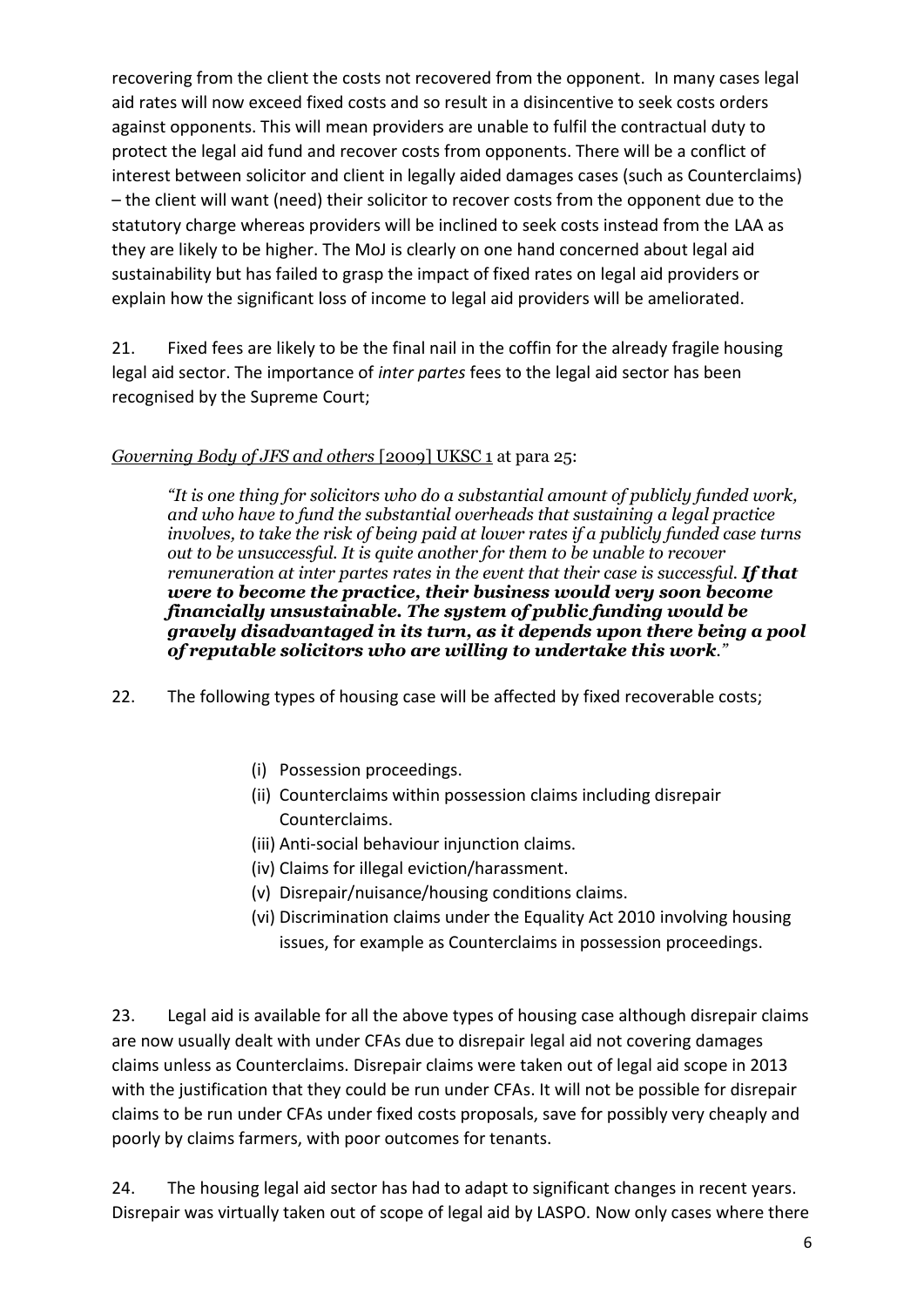recovering from the client the costs not recovered from the opponent. In many cases legal aid rates will now exceed fixed costs and so result in a disincentive to seek costs orders against opponents. This will mean providers are unable to fulfil the contractual duty to protect the legal aid fund and recover costs from opponents. There will be a conflict of interest between solicitor and client in legally aided damages cases (such as Counterclaims) – the client will want (need) their solicitor to recover costs from the opponent due to the statutory charge whereas providers will be inclined to seek costs instead from the LAA as they are likely to be higher. The MoJ is clearly on one hand concerned about legal aid sustainability but has failed to grasp the impact of fixed rates on legal aid providers or explain how the significant loss of income to legal aid providers will be ameliorated.

21. Fixed fees are likely to be the final nail in the coffin for the already fragile housing legal aid sector. The importance of *inter partes* fees to the legal aid sector has been recognised by the Supreme Court;

*Governing Body of JFS and others* [2009] UKSC 1 at para 25:

> *"It is one thing for solicitors who do a substantial amount of publicly funded work, and who have to fund the substantial overheads that sustaining a legal practice involves, to take the risk of being paid at lower rates if a publicly funded case turns out to be unsuccessful. It is quite another for them to be unable to recover remuneration at inter partes rates in the event that their case is successful.* ***If that were to become the practice, their business would very soon become financially unsustainable. The system of public funding would be gravely disadvantaged in its turn, as it depends upon there being a pool of reputable solicitors who are willing to undertake this work****."*

22. The following types of housing case will be affected by fixed recoverable costs;

(i) Possession proceedings.
(ii) Counterclaims within possession claims including disrepair Counterclaims.
(iii) Anti-social behaviour injunction claims.
(iv) Claims for illegal eviction/harassment.
(v) Disrepair/nuisance/housing conditions claims.
(vi) Discrimination claims under the Equality Act 2010 involving housing issues, for example as Counterclaims in possession proceedings.

23. Legal aid is available for all the above types of housing case although disrepair claims are now usually dealt with under CFAs due to disrepair legal aid not covering damages claims unless as Counterclaims. Disrepair claims were taken out of legal aid scope in 2013 with the justification that they could be run under CFAs. It will not be possible for disrepair claims to be run under CFAs under fixed costs proposals, save for possibly very cheaply and poorly by claims farmers, with poor outcomes for tenants.

24. The housing legal aid sector has had to adapt to significant changes in recent years. Disrepair was virtually taken out of scope of legal aid by LASPO. Now only cases where there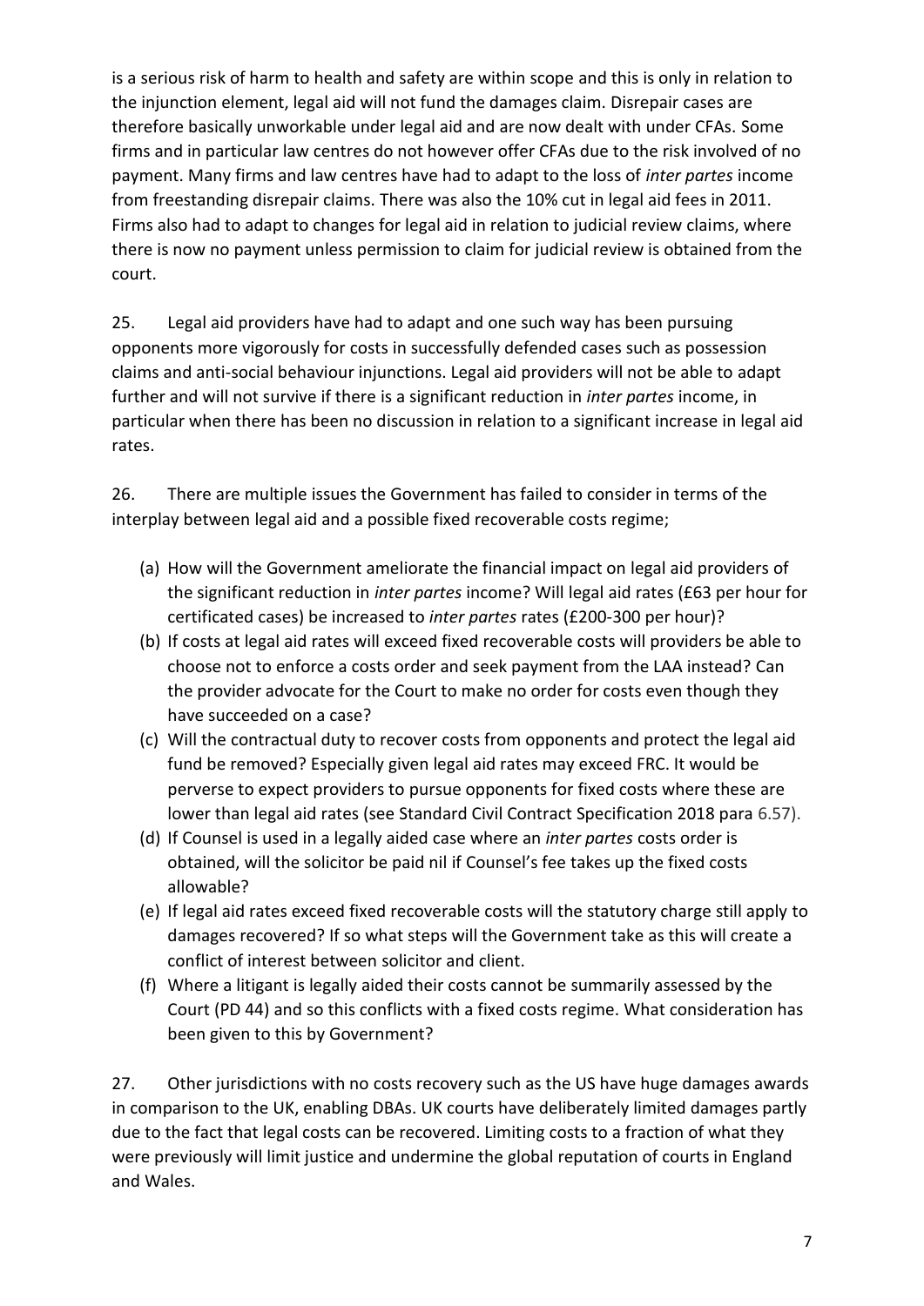is a serious risk of harm to health and safety are within scope and this is only in relation to the injunction element, legal aid will not fund the damages claim. Disrepair cases are therefore basically unworkable under legal aid and are now dealt with under CFAs. Some firms and in particular law centres do not however offer CFAs due to the risk involved of no payment. Many firms and law centres have had to adapt to the loss of *inter partes* income from freestanding disrepair claims. There was also the 10% cut in legal aid fees in 2011. Firms also had to adapt to changes for legal aid in relation to judicial review claims, where there is now no payment unless permission to claim for judicial review is obtained from the court.

25. Legal aid providers have had to adapt and one such way has been pursuing opponents more vigorously for costs in successfully defended cases such as possession claims and anti-social behaviour injunctions. Legal aid providers will not be able to adapt further and will not survive if there is a significant reduction in *inter partes* income, in particular when there has been no discussion in relation to a significant increase in legal aid rates.

26. There are multiple issues the Government has failed to consider in terms of the interplay between legal aid and a possible fixed recoverable costs regime;

(a) How will the Government ameliorate the financial impact on legal aid providers of the significant reduction in *inter partes* income? Will legal aid rates (£63 per hour for certificated cases) be increased to *inter partes* rates (£200-300 per hour)?

(b) If costs at legal aid rates will exceed fixed recoverable costs will providers be able to choose not to enforce a costs order and seek payment from the LAA instead? Can the provider advocate for the Court to make no order for costs even though they have succeeded on a case?

(c) Will the contractual duty to recover costs from opponents and protect the legal aid fund be removed? Especially given legal aid rates may exceed FRC. It would be perverse to expect providers to pursue opponents for fixed costs where these are lower than legal aid rates (see Standard Civil Contract Specification 2018 para 6.57).

(d) If Counsel is used in a legally aided case where an *inter partes* costs order is obtained, will the solicitor be paid nil if Counsel's fee takes up the fixed costs allowable?

(e) If legal aid rates exceed fixed recoverable costs will the statutory charge still apply to damages recovered? If so what steps will the Government take as this will create a conflict of interest between solicitor and client.

(f) Where a litigant is legally aided their costs cannot be summarily assessed by the Court (PD 44) and so this conflicts with a fixed costs regime. What consideration has been given to this by Government?

27. Other jurisdictions with no costs recovery such as the US have huge damages awards in comparison to the UK, enabling DBAs. UK courts have deliberately limited damages partly due to the fact that legal costs can be recovered. Limiting costs to a fraction of what they were previously will limit justice and undermine the global reputation of courts in England and Wales.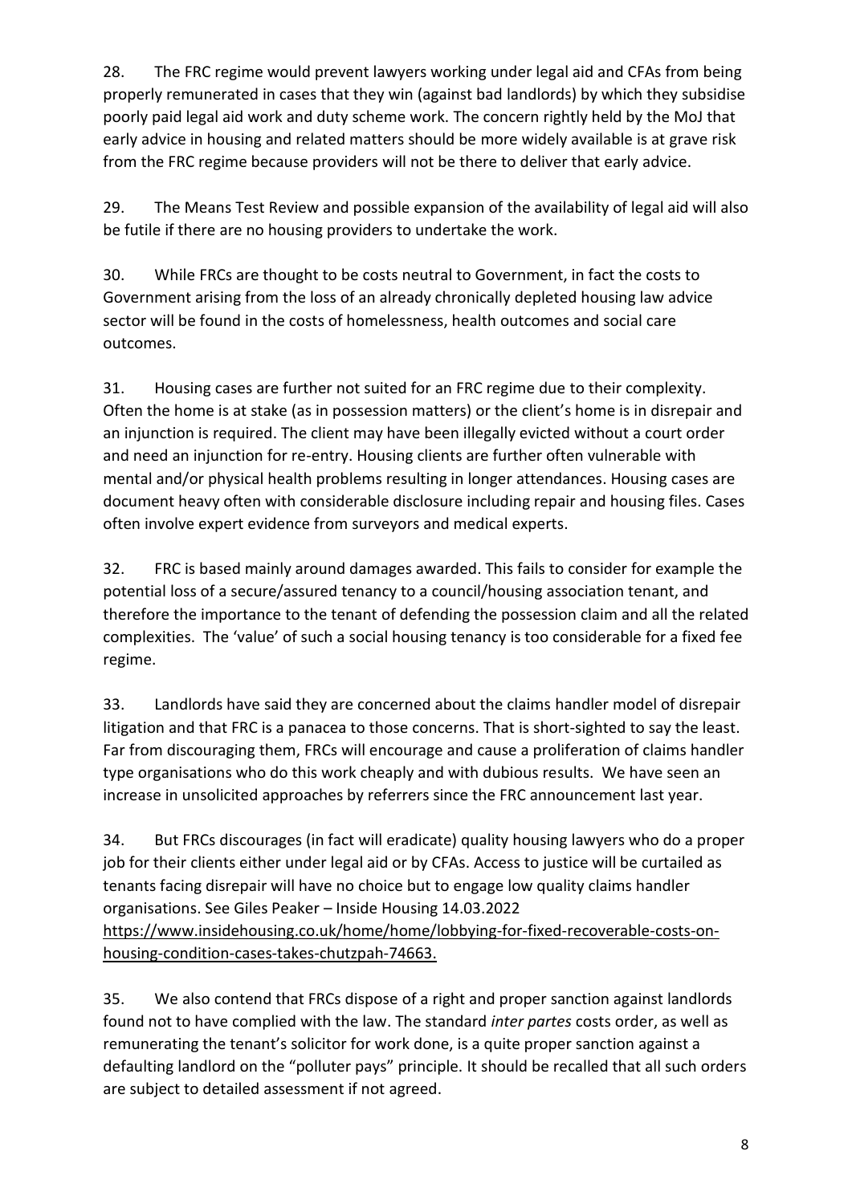28. The FRC regime would prevent lawyers working under legal aid and CFAs from being properly remunerated in cases that they win (against bad landlords) by which they subsidise poorly paid legal aid work and duty scheme work. The concern rightly held by the MoJ that early advice in housing and related matters should be more widely available is at grave risk from the FRC regime because providers will not be there to deliver that early advice.

29. The Means Test Review and possible expansion of the availability of legal aid will also be futile if there are no housing providers to undertake the work.

30. While FRCs are thought to be costs neutral to Government, in fact the costs to Government arising from the loss of an already chronically depleted housing law advice sector will be found in the costs of homelessness, health outcomes and social care outcomes.

31. Housing cases are further not suited for an FRC regime due to their complexity. Often the home is at stake (as in possession matters) or the client's home is in disrepair and an injunction is required. The client may have been illegally evicted without a court order and need an injunction for re-entry. Housing clients are further often vulnerable with mental and/or physical health problems resulting in longer attendances. Housing cases are document heavy often with considerable disclosure including repair and housing files. Cases often involve expert evidence from surveyors and medical experts.

32. FRC is based mainly around damages awarded. This fails to consider for example the potential loss of a secure/assured tenancy to a council/housing association tenant, and therefore the importance to the tenant of defending the possession claim and all the related complexities. The 'value' of such a social housing tenancy is too considerable for a fixed fee regime.

33. Landlords have said they are concerned about the claims handler model of disrepair litigation and that FRC is a panacea to those concerns. That is short-sighted to say the least. Far from discouraging them, FRCs will encourage and cause a proliferation of claims handler type organisations who do this work cheaply and with dubious results. We have seen an increase in unsolicited approaches by referrers since the FRC announcement last year.

34. But FRCs discourages (in fact will eradicate) quality housing lawyers who do a proper job for their clients either under legal aid or by CFAs. Access to justice will be curtailed as tenants facing disrepair will have no choice but to engage low quality claims handler organisations. See Giles Peaker – Inside Housing 14.03.2022 https://www.insidehousing.co.uk/home/home/lobbying-for-fixed-recoverable-costs-on-housing-condition-cases-takes-chutzpah-74663.

35. We also contend that FRCs dispose of a right and proper sanction against landlords found not to have complied with the law. The standard *inter partes* costs order, as well as remunerating the tenant's solicitor for work done, is a quite proper sanction against a defaulting landlord on the "polluter pays" principle. It should be recalled that all such orders are subject to detailed assessment if not agreed.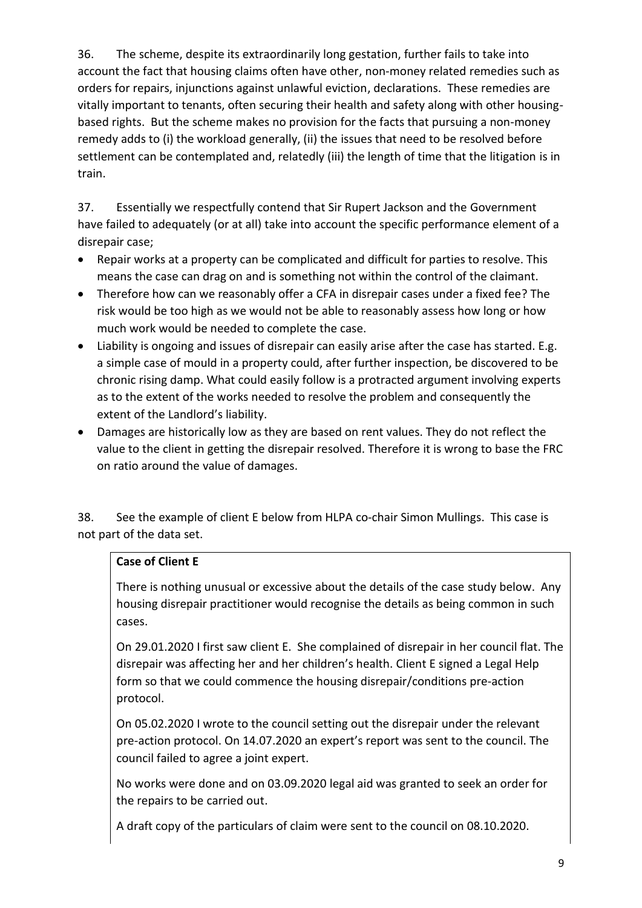36. The scheme, despite its extraordinarily long gestation, further fails to take into account the fact that housing claims often have other, non-money related remedies such as orders for repairs, injunctions against unlawful eviction, declarations. These remedies are vitally important to tenants, often securing their health and safety along with other housing-based rights. But the scheme makes no provision for the facts that pursuing a non-money remedy adds to (i) the workload generally, (ii) the issues that need to be resolved before settlement can be contemplated and, relatedly (iii) the length of time that the litigation is in train.

37. Essentially we respectfully contend that Sir Rupert Jackson and the Government have failed to adequately (or at all) take into account the specific performance element of a disrepair case;

- Repair works at a property can be complicated and difficult for parties to resolve. This means the case can drag on and is something not within the control of the claimant.
- Therefore how can we reasonably offer a CFA in disrepair cases under a fixed fee? The risk would be too high as we would not be able to reasonably assess how long or how much work would be needed to complete the case.
- Liability is ongoing and issues of disrepair can easily arise after the case has started. E.g. a simple case of mould in a property could, after further inspection, be discovered to be chronic rising damp. What could easily follow is a protracted argument involving experts as to the extent of the works needed to resolve the problem and consequently the extent of the Landlord's liability.
- Damages are historically low as they are based on rent values. They do not reflect the value to the client in getting the disrepair resolved. Therefore it is wrong to base the FRC on ratio around the value of damages.

38. See the example of client E below from HLPA co-chair Simon Mullings. This case is not part of the data set.

**Case of Client E**

There is nothing unusual or excessive about the details of the case study below. Any housing disrepair practitioner would recognise the details as being common in such cases.

On 29.01.2020 I first saw client E. She complained of disrepair in her council flat. The disrepair was affecting her and her children's health. Client E signed a Legal Help form so that we could commence the housing disrepair/conditions pre-action protocol.

On 05.02.2020 I wrote to the council setting out the disrepair under the relevant pre-action protocol. On 14.07.2020 an expert's report was sent to the council. The council failed to agree a joint expert.

No works were done and on 03.09.2020 legal aid was granted to seek an order for the repairs to be carried out.

A draft copy of the particulars of claim were sent to the council on 08.10.2020.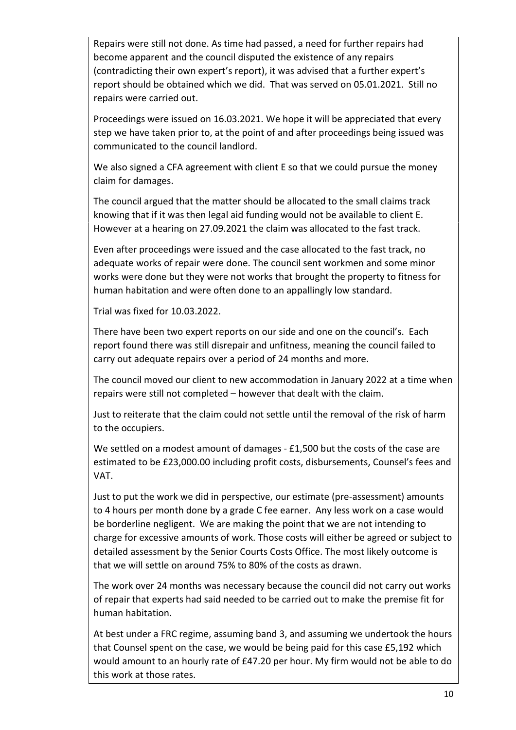Repairs were still not done. As time had passed, a need for further repairs had become apparent and the council disputed the existence of any repairs (contradicting their own expert's report), it was advised that a further expert's report should be obtained which we did. That was served on 05.01.2021. Still no repairs were carried out.

Proceedings were issued on 16.03.2021. We hope it will be appreciated that every step we have taken prior to, at the point of and after proceedings being issued was communicated to the council landlord.

We also signed a CFA agreement with client E so that we could pursue the money claim for damages.

The council argued that the matter should be allocated to the small claims track knowing that if it was then legal aid funding would not be available to client E. However at a hearing on 27.09.2021 the claim was allocated to the fast track.

Even after proceedings were issued and the case allocated to the fast track, no adequate works of repair were done. The council sent workmen and some minor works were done but they were not works that brought the property to fitness for human habitation and were often done to an appallingly low standard.

Trial was fixed for 10.03.2022.

There have been two expert reports on our side and one on the council's. Each report found there was still disrepair and unfitness, meaning the council failed to carry out adequate repairs over a period of 24 months and more.

The council moved our client to new accommodation in January 2022 at a time when repairs were still not completed – however that dealt with the claim.

Just to reiterate that the claim could not settle until the removal of the risk of harm to the occupiers.

We settled on a modest amount of damages - £1,500 but the costs of the case are estimated to be £23,000.00 including profit costs, disbursements, Counsel's fees and VAT.

Just to put the work we did in perspective, our estimate (pre-assessment) amounts to 4 hours per month done by a grade C fee earner. Any less work on a case would be borderline negligent. We are making the point that we are not intending to charge for excessive amounts of work. Those costs will either be agreed or subject to detailed assessment by the Senior Courts Costs Office. The most likely outcome is that we will settle on around 75% to 80% of the costs as drawn.

The work over 24 months was necessary because the council did not carry out works of repair that experts had said needed to be carried out to make the premise fit for human habitation.

At best under a FRC regime, assuming band 3, and assuming we undertook the hours that Counsel spent on the case, we would be being paid for this case £5,192 which would amount to an hourly rate of £47.20 per hour. My firm would not be able to do this work at those rates.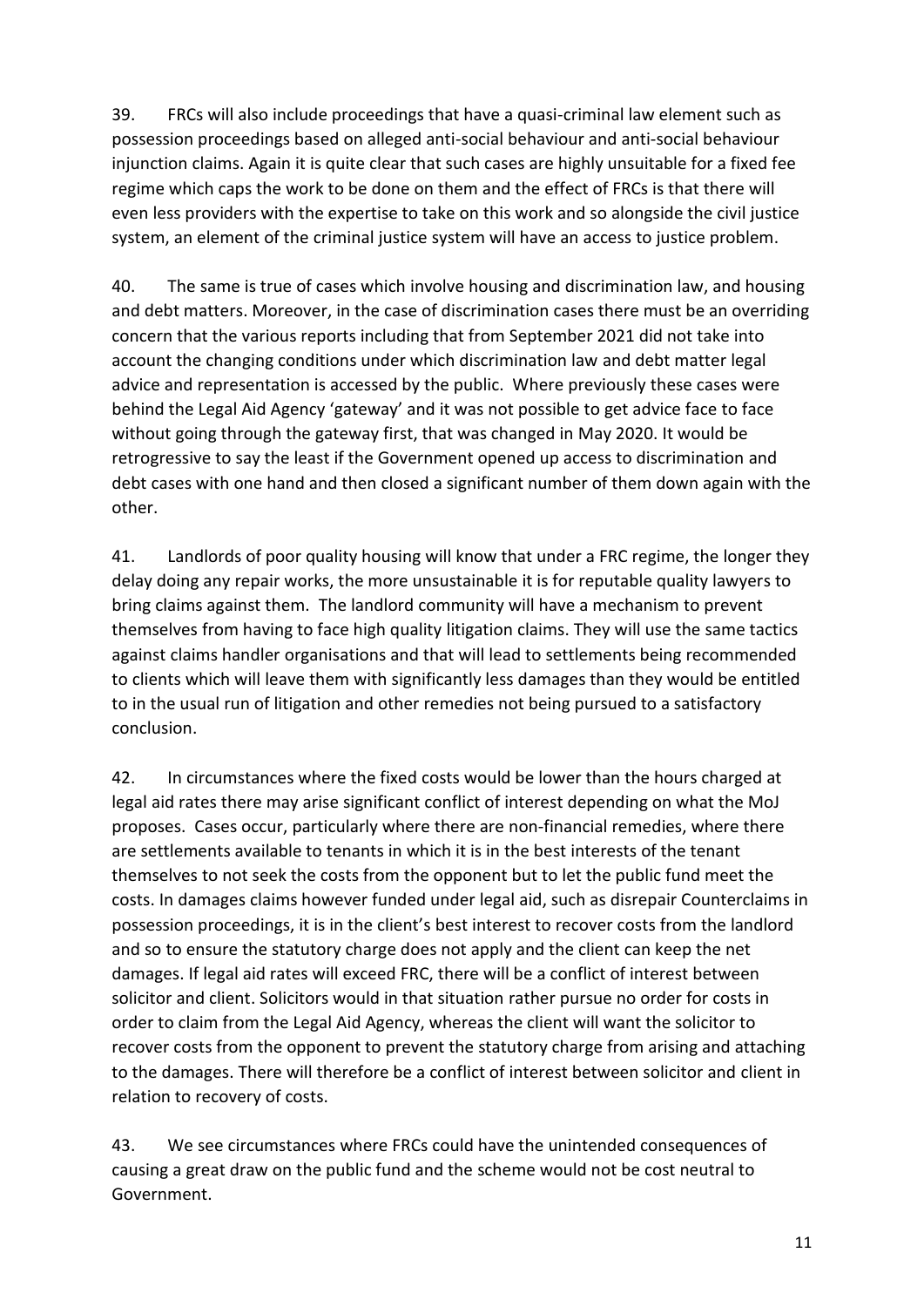39. FRCs will also include proceedings that have a quasi-criminal law element such as possession proceedings based on alleged anti-social behaviour and anti-social behaviour injunction claims. Again it is quite clear that such cases are highly unsuitable for a fixed fee regime which caps the work to be done on them and the effect of FRCs is that there will even less providers with the expertise to take on this work and so alongside the civil justice system, an element of the criminal justice system will have an access to justice problem.

40. The same is true of cases which involve housing and discrimination law, and housing and debt matters. Moreover, in the case of discrimination cases there must be an overriding concern that the various reports including that from September 2021 did not take into account the changing conditions under which discrimination law and debt matter legal advice and representation is accessed by the public. Where previously these cases were behind the Legal Aid Agency 'gateway' and it was not possible to get advice face to face without going through the gateway first, that was changed in May 2020. It would be retrogressive to say the least if the Government opened up access to discrimination and debt cases with one hand and then closed a significant number of them down again with the other.

41. Landlords of poor quality housing will know that under a FRC regime, the longer they delay doing any repair works, the more unsustainable it is for reputable quality lawyers to bring claims against them. The landlord community will have a mechanism to prevent themselves from having to face high quality litigation claims. They will use the same tactics against claims handler organisations and that will lead to settlements being recommended to clients which will leave them with significantly less damages than they would be entitled to in the usual run of litigation and other remedies not being pursued to a satisfactory conclusion.

42. In circumstances where the fixed costs would be lower than the hours charged at legal aid rates there may arise significant conflict of interest depending on what the MoJ proposes. Cases occur, particularly where there are non-financial remedies, where there are settlements available to tenants in which it is in the best interests of the tenant themselves to not seek the costs from the opponent but to let the public fund meet the costs. In damages claims however funded under legal aid, such as disrepair Counterclaims in possession proceedings, it is in the client's best interest to recover costs from the landlord and so to ensure the statutory charge does not apply and the client can keep the net damages. If legal aid rates will exceed FRC, there will be a conflict of interest between solicitor and client. Solicitors would in that situation rather pursue no order for costs in order to claim from the Legal Aid Agency, whereas the client will want the solicitor to recover costs from the opponent to prevent the statutory charge from arising and attaching to the damages. There will therefore be a conflict of interest between solicitor and client in relation to recovery of costs.

43. We see circumstances where FRCs could have the unintended consequences of causing a great draw on the public fund and the scheme would not be cost neutral to Government.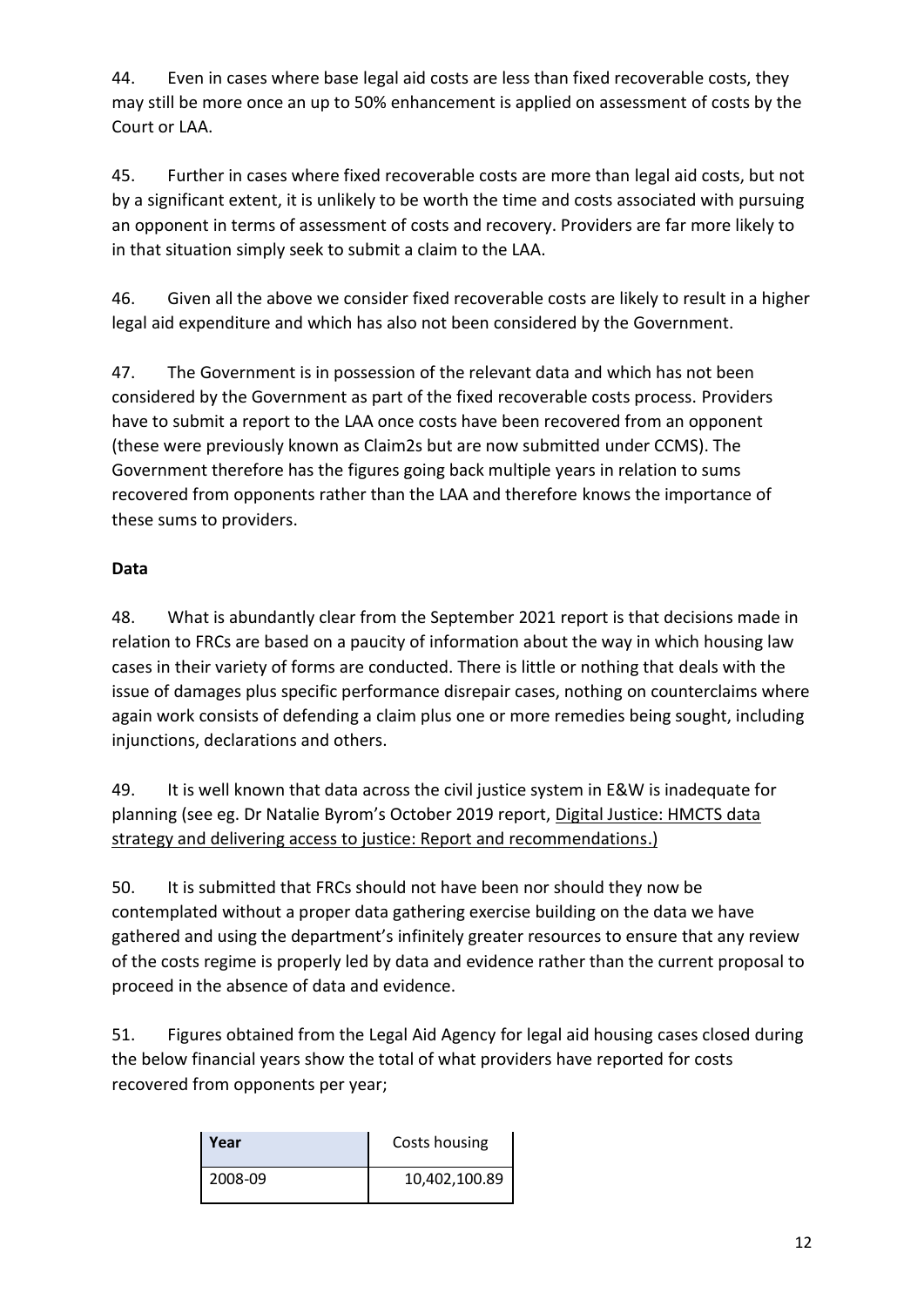44. Even in cases where base legal aid costs are less than fixed recoverable costs, they may still be more once an up to 50% enhancement is applied on assessment of costs by the Court or LAA.

45. Further in cases where fixed recoverable costs are more than legal aid costs, but not by a significant extent, it is unlikely to be worth the time and costs associated with pursuing an opponent in terms of assessment of costs and recovery. Providers are far more likely to in that situation simply seek to submit a claim to the LAA.

46. Given all the above we consider fixed recoverable costs are likely to result in a higher legal aid expenditure and which has also not been considered by the Government.

47. The Government is in possession of the relevant data and which has not been considered by the Government as part of the fixed recoverable costs process. Providers have to submit a report to the LAA once costs have been recovered from an opponent (these were previously known as Claim2s but are now submitted under CCMS). The Government therefore has the figures going back multiple years in relation to sums recovered from opponents rather than the LAA and therefore knows the importance of these sums to providers.

**Data**

48. What is abundantly clear from the September 2021 report is that decisions made in relation to FRCs are based on a paucity of information about the way in which housing law cases in their variety of forms are conducted. There is little or nothing that deals with the issue of damages plus specific performance disrepair cases, nothing on counterclaims where again work consists of defending a claim plus one or more remedies being sought, including injunctions, declarations and others.

49. It is well known that data across the civil justice system in E&W is inadequate for planning (see eg. Dr Natalie Byrom's October 2019 report, Digital Justice: HMCTS data strategy and delivering access to justice: Report and recommendations.)

50. It is submitted that FRCs should not have been nor should they now be contemplated without a proper data gathering exercise building on the data we have gathered and using the department's infinitely greater resources to ensure that any review of the costs regime is properly led by data and evidence rather than the current proposal to proceed in the absence of data and evidence.

51. Figures obtained from the Legal Aid Agency for legal aid housing cases closed during the below financial years show the total of what providers have reported for costs recovered from opponents per year;

| **Year** | Costs housing |
|---|---|
| 2008-09 | 10,402,100.89 |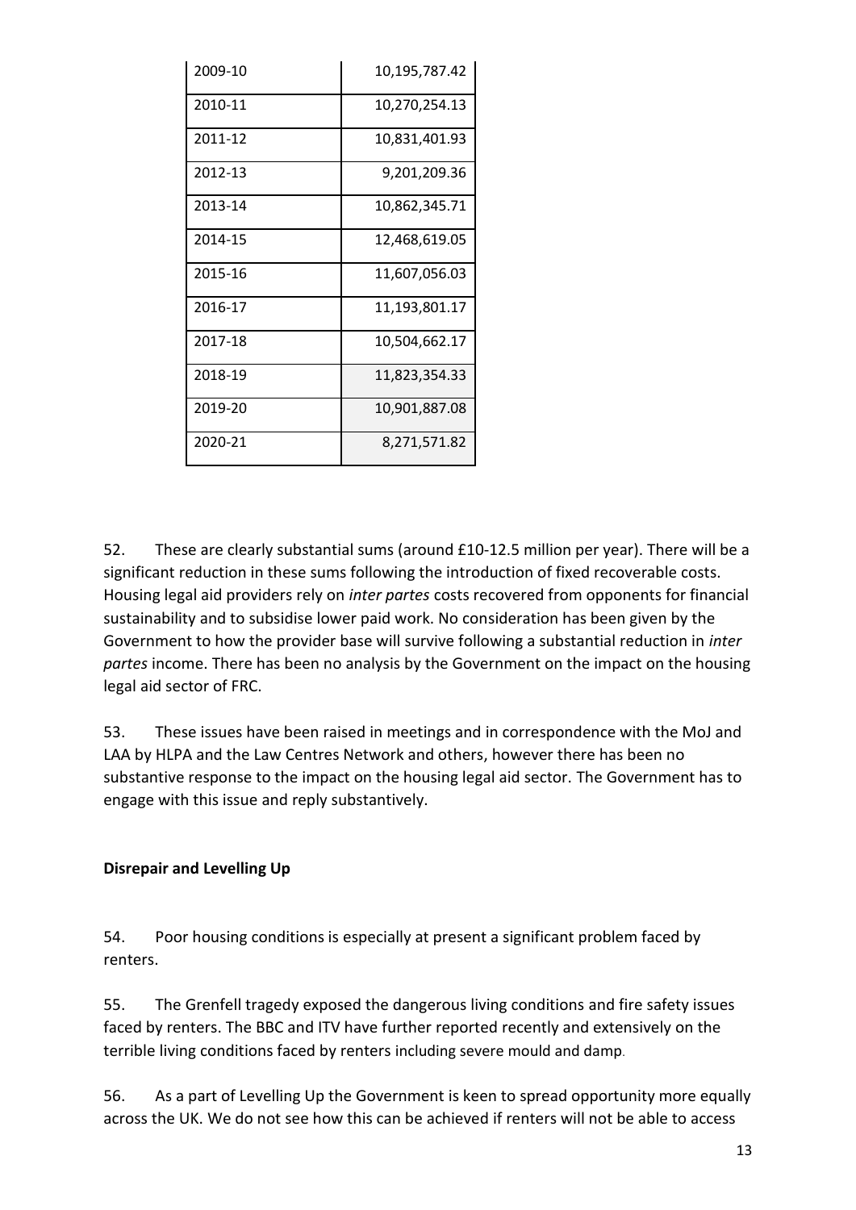| | |
|---|---|
| 2009-10 | 10,195,787.42 |
| 2010-11 | 10,270,254.13 |
| 2011-12 | 10,831,401.93 |
| 2012-13 | 9,201,209.36 |
| 2013-14 | 10,862,345.71 |
| 2014-15 | 12,468,619.05 |
| 2015-16 | 11,607,056.03 |
| 2016-17 | 11,193,801.17 |
| 2017-18 | 10,504,662.17 |
| 2018-19 | 11,823,354.33 |
| 2019-20 | 10,901,887.08 |
| 2020-21 | 8,271,571.82 |

52. These are clearly substantial sums (around £10-12.5 million per year). There will be a significant reduction in these sums following the introduction of fixed recoverable costs. Housing legal aid providers rely on *inter partes* costs recovered from opponents for financial sustainability and to subsidise lower paid work. No consideration has been given by the Government to how the provider base will survive following a substantial reduction in *inter partes* income. There has been no analysis by the Government on the impact on the housing legal aid sector of FRC.

53. These issues have been raised in meetings and in correspondence with the MoJ and LAA by HLPA and the Law Centres Network and others, however there has been no substantive response to the impact on the housing legal aid sector. The Government has to engage with this issue and reply substantively.

**Disrepair and Levelling Up**

54. Poor housing conditions is especially at present a significant problem faced by renters.

55. The Grenfell tragedy exposed the dangerous living conditions and fire safety issues faced by renters. The BBC and ITV have further reported recently and extensively on the terrible living conditions faced by renters including severe mould and damp.

56. As a part of Levelling Up the Government is keen to spread opportunity more equally across the UK. We do not see how this can be achieved if renters will not be able to access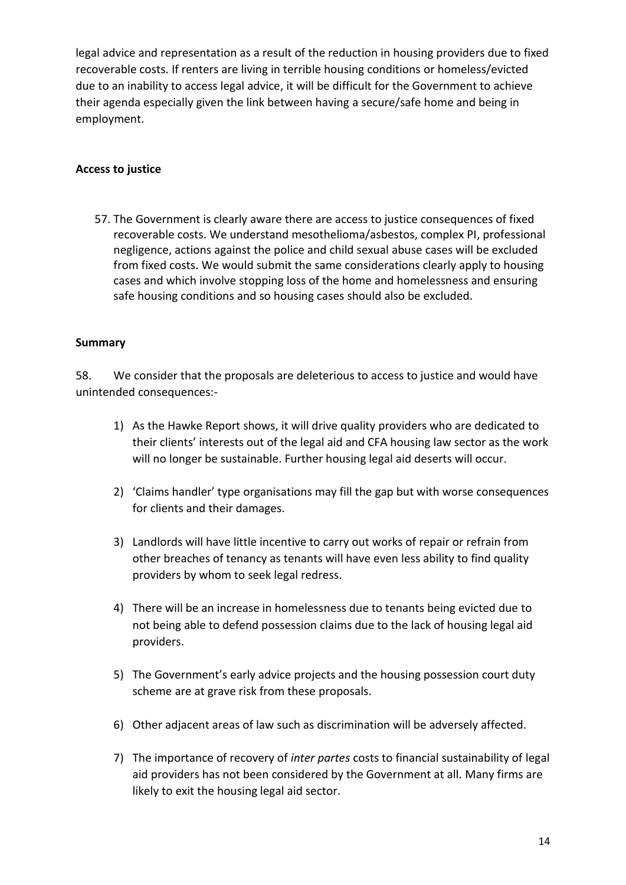legal advice and representation as a result of the reduction in housing providers due to fixed recoverable costs. If renters are living in terrible housing conditions or homeless/evicted due to an inability to access legal advice, it will be difficult for the Government to achieve their agenda especially given the link between having a secure/safe home and being in employment.

**Access to justice**

57. The Government is clearly aware there are access to justice consequences of fixed recoverable costs. We understand mesothelioma/asbestos, complex PI, professional negligence, actions against the police and child sexual abuse cases will be excluded from fixed costs. We would submit the same considerations clearly apply to housing cases and which involve stopping loss of the home and homelessness and ensuring safe housing conditions and so housing cases should also be excluded.

**Summary**

58. We consider that the proposals are deleterious to access to justice and would have unintended consequences:-

1) As the Hawke Report shows, it will drive quality providers who are dedicated to their clients' interests out of the legal aid and CFA housing law sector as the work will no longer be sustainable. Further housing legal aid deserts will occur.
2) 'Claims handler' type organisations may fill the gap but with worse consequences for clients and their damages.
3) Landlords will have little incentive to carry out works of repair or refrain from other breaches of tenancy as tenants will have even less ability to find quality providers by whom to seek legal redress.
4) There will be an increase in homelessness due to tenants being evicted due to not being able to defend possession claims due to the lack of housing legal aid providers.
5) The Government's early advice projects and the housing possession court duty scheme are at grave risk from these proposals.
6) Other adjacent areas of law such as discrimination will be adversely affected.
7) The importance of recovery of *inter partes* costs to financial sustainability of legal aid providers has not been considered by the Government at all. Many firms are likely to exit the housing legal aid sector.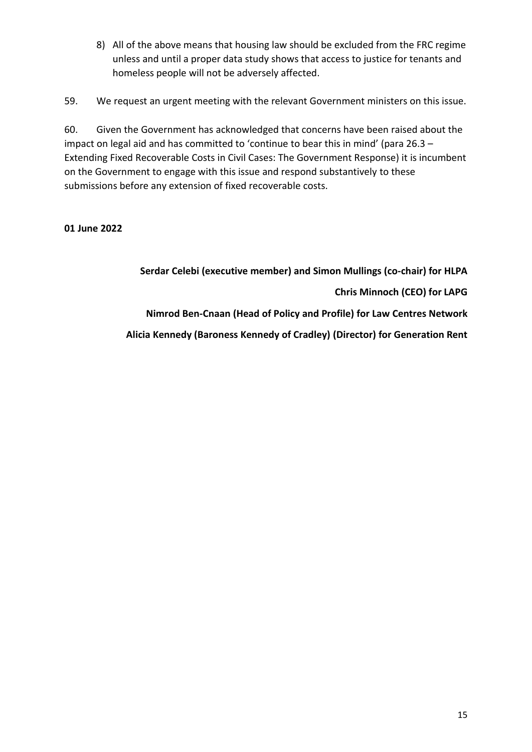8) All of the above means that housing law should be excluded from the FRC regime unless and until a proper data study shows that access to justice for tenants and homeless people will not be adversely affected.

59. We request an urgent meeting with the relevant Government ministers on this issue.

60. Given the Government has acknowledged that concerns have been raised about the impact on legal aid and has committed to 'continue to bear this in mind' (para 26.3 – Extending Fixed Recoverable Costs in Civil Cases: The Government Response) it is incumbent on the Government to engage with this issue and respond substantively to these submissions before any extension of fixed recoverable costs.

**01 June 2022**

**Serdar Celebi (executive member) and Simon Mullings (co-chair) for HLPA**

**Chris Minnoch (CEO) for LAPG**

**Nimrod Ben-Cnaan (Head of Policy and Profile) for Law Centres Network**

**Alicia Kennedy (Baroness Kennedy of Cradley) (Director) for Generation Rent**